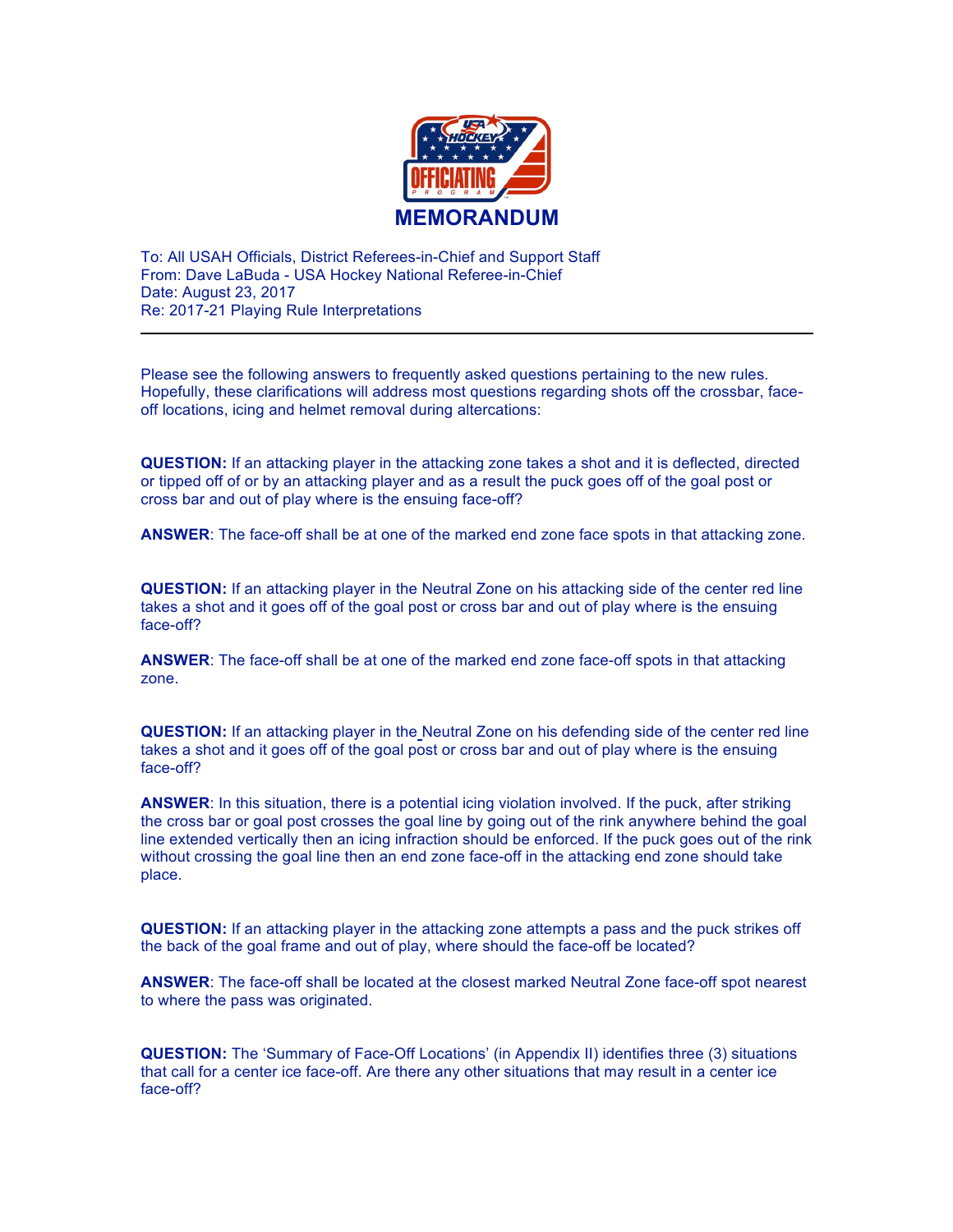# MEMORANDUM

To: All USAH Officials, District Referees-in-Chief and Support Staff
From: Dave LaBuda - USA Hockey National Referee-in-Chief
Date: August 23, 2017
Re: 2017-21 Playing Rule Interpretations

---

Please see the following answers to frequently asked questions pertaining to the new rules. Hopefully, these clarifications will address most questions regarding shots off the crossbar, face-off locations, icing and helmet removal during altercations:

**QUESTION:** If an attacking player in the attacking zone takes a shot and it is deflected, directed or tipped off of or by an attacking player and as a result the puck goes off of the goal post or cross bar and out of play where is the ensuing face-off?

**ANSWER**: The face-off shall be at one of the marked end zone face spots in that attacking zone.

**QUESTION:** If an attacking player in the Neutral Zone on his attacking side of the center red line takes a shot and it goes off of the goal post or cross bar and out of play where is the ensuing face-off?

**ANSWER**: The face-off shall be at one of the marked end zone face-off spots in that attacking zone.

**QUESTION:** If an attacking player in the Neutral Zone on his defending side of the center red line takes a shot and it goes off of the goal post or cross bar and out of play where is the ensuing face-off?

**ANSWER**: In this situation, there is a potential icing violation involved. If the puck, after striking the cross bar or goal post crosses the goal line by going out of the rink anywhere behind the goal line extended vertically then an icing infraction should be enforced. If the puck goes out of the rink without crossing the goal line then an end zone face-off in the attacking end zone should take place.

**QUESTION:** If an attacking player in the attacking zone attempts a pass and the puck strikes off the back of the goal frame and out of play, where should the face-off be located?

**ANSWER**: The face-off shall be located at the closest marked Neutral Zone face-off spot nearest to where the pass was originated.

**QUESTION:** The 'Summary of Face-Off Locations' (in Appendix II) identifies three (3) situations that call for a center ice face-off. Are there any other situations that may result in a center ice face-off?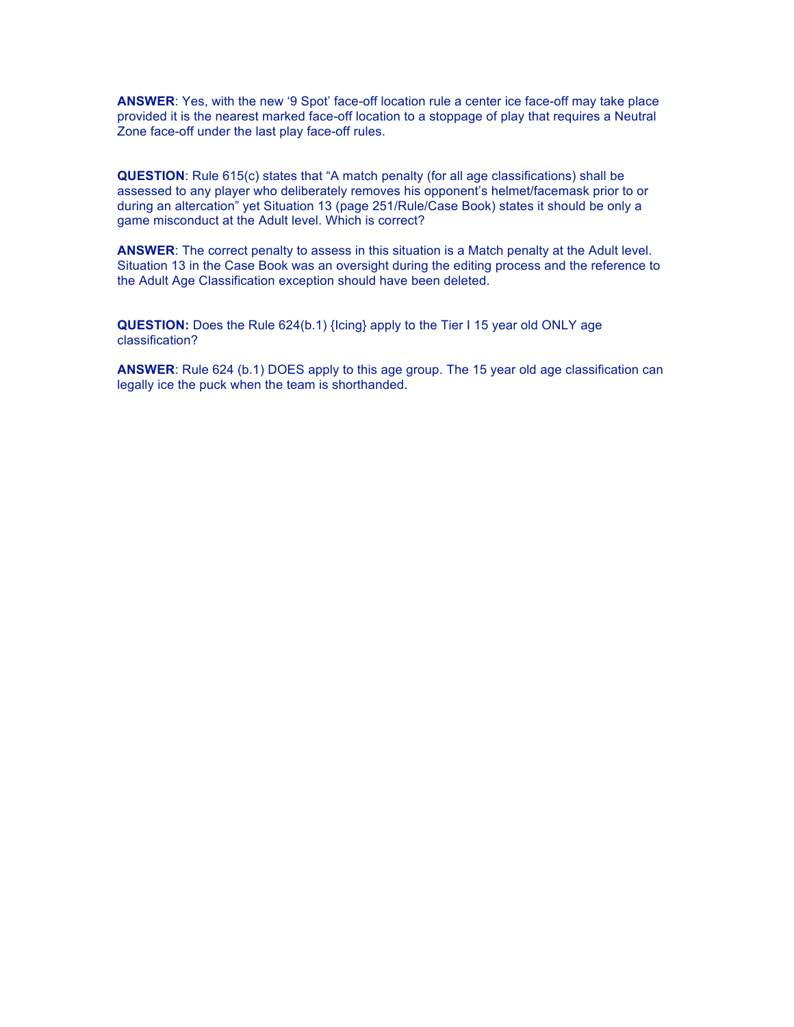**ANSWER**: Yes, with the new '9 Spot' face-off location rule a center ice face-off may take place provided it is the nearest marked face-off location to a stoppage of play that requires a Neutral Zone face-off under the last play face-off rules.

**QUESTION**: Rule 615(c) states that "A match penalty (for all age classifications) shall be assessed to any player who deliberately removes his opponent's helmet/facemask prior to or during an altercation" yet Situation 13 (page 251/Rule/Case Book) states it should be only a game misconduct at the Adult level. Which is correct?

**ANSWER**: The correct penalty to assess in this situation is a Match penalty at the Adult level. Situation 13 in the Case Book was an oversight during the editing process and the reference to the Adult Age Classification exception should have been deleted.

**QUESTION:** Does the Rule 624(b.1) {Icing} apply to the Tier I 15 year old ONLY age classification?

**ANSWER**: Rule 624 (b.1) DOES apply to this age group. The 15 year old age classification can legally ice the puck when the team is shorthanded.